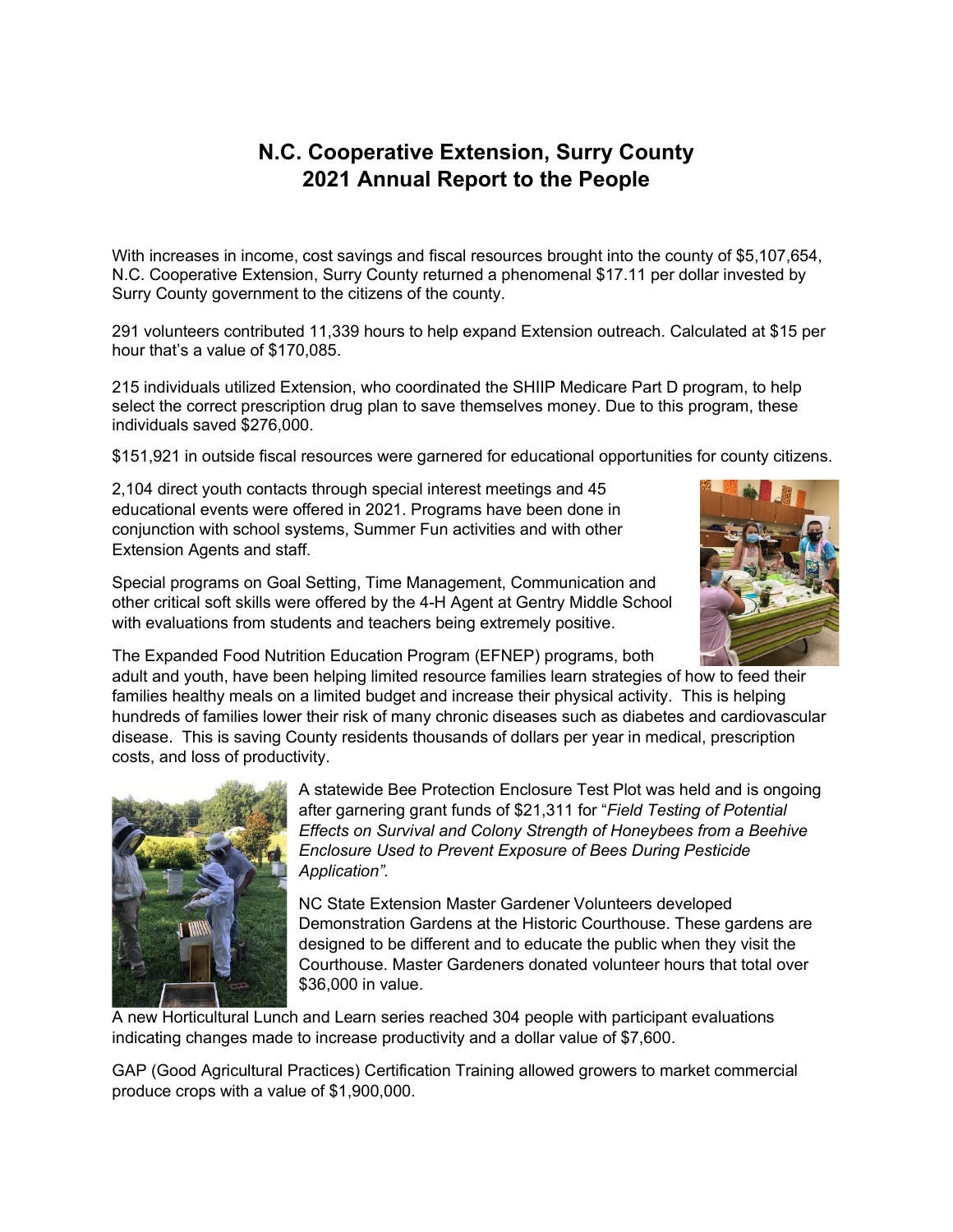# N.C. Cooperative Extension, Surry County
# 2021 Annual Report to the People

With increases in income, cost savings and fiscal resources brought into the county of $5,107,654, N.C. Cooperative Extension, Surry County returned a phenomenal $17.11 per dollar invested by Surry County government to the citizens of the county.

291 volunteers contributed 11,339 hours to help expand Extension outreach. Calculated at $15 per hour that's a value of $170,085.

215 individuals utilized Extension, who coordinated the SHIIP Medicare Part D program, to help select the correct prescription drug plan to save themselves money. Due to this program, these individuals saved $276,000.

$151,921 in outside fiscal resources were garnered for educational opportunities for county citizens.

2,104 direct youth contacts through special interest meetings and 45 educational events were offered in 2021. Programs have been done in conjunction with school systems, Summer Fun activities and with other Extension Agents and staff.

Special programs on Goal Setting, Time Management, Communication and other critical soft skills were offered by the 4-H Agent at Gentry Middle School with evaluations from students and teachers being extremely positive.

The Expanded Food Nutrition Education Program (EFNEP) programs, both adult and youth, have been helping limited resource families learn strategies of how to feed their families healthy meals on a limited budget and increase their physical activity. This is helping hundreds of families lower their risk of many chronic diseases such as diabetes and cardiovascular disease. This is saving County residents thousands of dollars per year in medical, prescription costs, and loss of productivity.

A statewide Bee Protection Enclosure Test Plot was held and is ongoing after garnering grant funds of $21,311 for "*Field Testing of Potential Effects on Survival and Colony Strength of Honeybees from a Beehive Enclosure Used to Prevent Exposure of Bees During Pesticide Application*".

NC State Extension Master Gardener Volunteers developed Demonstration Gardens at the Historic Courthouse. These gardens are designed to be different and to educate the public when they visit the Courthouse. Master Gardeners donated volunteer hours that total over $36,000 in value.

A new Horticultural Lunch and Learn series reached 304 people with participant evaluations indicating changes made to increase productivity and a dollar value of $7,600.

GAP (Good Agricultural Practices) Certification Training allowed growers to market commercial produce crops with a value of $1,900,000.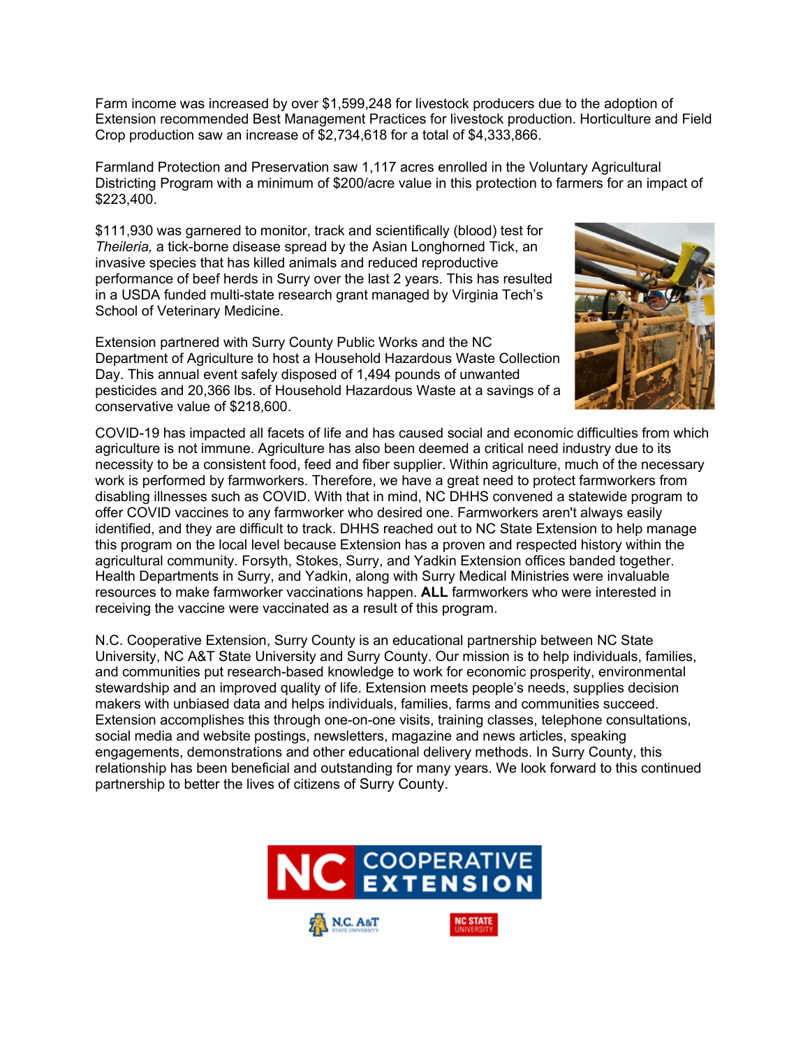Farm income was increased by over $1,599,248 for livestock producers due to the adoption of Extension recommended Best Management Practices for livestock production. Horticulture and Field Crop production saw an increase of $2,734,618 for a total of $4,333,866.

Farmland Protection and Preservation saw 1,117 acres enrolled in the Voluntary Agricultural Districting Program with a minimum of $200/acre value in this protection to farmers for an impact of $223,400.

$111,930 was garnered to monitor, track and scientifically (blood) test for *Theileria,* a tick-borne disease spread by the Asian Longhorned Tick, an invasive species that has killed animals and reduced reproductive performance of beef herds in Surry over the last 2 years. This has resulted in a USDA funded multi-state research grant managed by Virginia Tech's School of Veterinary Medicine.

Extension partnered with Surry County Public Works and the NC Department of Agriculture to host a Household Hazardous Waste Collection Day. This annual event safely disposed of 1,494 pounds of unwanted pesticides and 20,366 lbs. of Household Hazardous Waste at a savings of a conservative value of $218,600.

COVID-19 has impacted all facets of life and has caused social and economic difficulties from which agriculture is not immune. Agriculture has also been deemed a critical need industry due to its necessity to be a consistent food, feed and fiber supplier. Within agriculture, much of the necessary work is performed by farmworkers. Therefore, we have a great need to protect farmworkers from disabling illnesses such as COVID. With that in mind, NC DHHS convened a statewide program to offer COVID vaccines to any farmworker who desired one. Farmworkers aren't always easily identified, and they are difficult to track. DHHS reached out to NC State Extension to help manage this program on the local level because Extension has a proven and respected history within the agricultural community. Forsyth, Stokes, Surry, and Yadkin Extension offices banded together. Health Departments in Surry, and Yadkin, along with Surry Medical Ministries were invaluable resources to make farmworker vaccinations happen. **ALL** farmworkers who were interested in receiving the vaccine were vaccinated as a result of this program.

N.C. Cooperative Extension, Surry County is an educational partnership between NC State University, NC A&T State University and Surry County. Our mission is to help individuals, families, and communities put research-based knowledge to work for economic prosperity, environmental stewardship and an improved quality of life. Extension meets people's needs, supplies decision makers with unbiased data and helps individuals, families, farms and communities succeed. Extension accomplishes this through one-on-one visits, training classes, telephone consultations, social media and website postings, newsletters, magazine and news articles, speaking engagements, demonstrations and other educational delivery methods. In Surry County, this relationship has been beneficial and outstanding for many years. We look forward to this continued partnership to better the lives of citizens of Surry County.

NC COOPERATIVE EXTENSION

N.C. A&T STATE UNIVERSITY

NC STATE UNIVERSITY